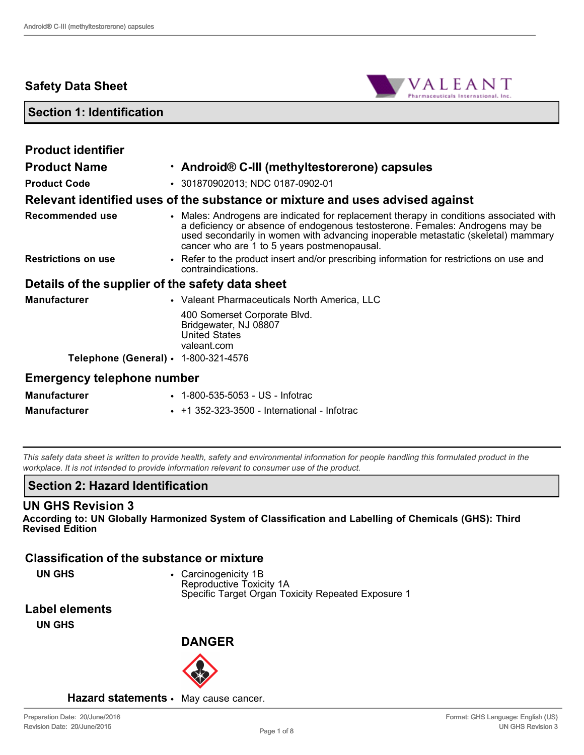# Safety Data Sheet

## Section 1: Identification

### Product identifier

**Product Name** • **Android® C-III (methyltestorerone) capsules**

**Product Code** • 301870902013; NDC 0187-0902-01

### Relevant identified uses of the substance or mixture and uses advised against

**Recommended use** • Males: Androgens are indicated for replacement therapy in conditions associated with a deficiency or absence of endogenous testosterone. Females: Androgens may be used secondarily in women with advancing inoperable metastatic (skeletal) mammary cancer who are 1 to 5 years postmenopausal.

**Restrictions on use** • Refer to the product insert and/or prescribing information for restrictions on use and contraindications.

### Details of the supplier of the safety data sheet

**Manufacturer** • Valeant Pharmaceuticals North America, LLC

400 Somerset Corporate Blvd.
Bridgewater, NJ 08807
United States
valeant.com

**Telephone (General)** • 1-800-321-4576

### Emergency telephone number

**Manufacturer** • 1-800-535-5053 - US - Infotrac

**Manufacturer** • +1 352-323-3500 - International - Infotrac

*This safety data sheet is written to provide health, safety and environmental information for people handling this formulated product in the workplace. It is not intended to provide information relevant to consumer use of the product.*

## Section 2: Hazard Identification

### UN GHS Revision 3

**According to: UN Globally Harmonized System of Classification and Labelling of Chemicals (GHS): Third Revised Edition**

### Classification of the substance or mixture

**UN GHS** • Carcinogenicity 1B
Reproductive Toxicity 1A
Specific Target Organ Toxicity Repeated Exposure 1

### Label elements

**UN GHS**

**DANGER**

**Hazard statements** • May cause cancer.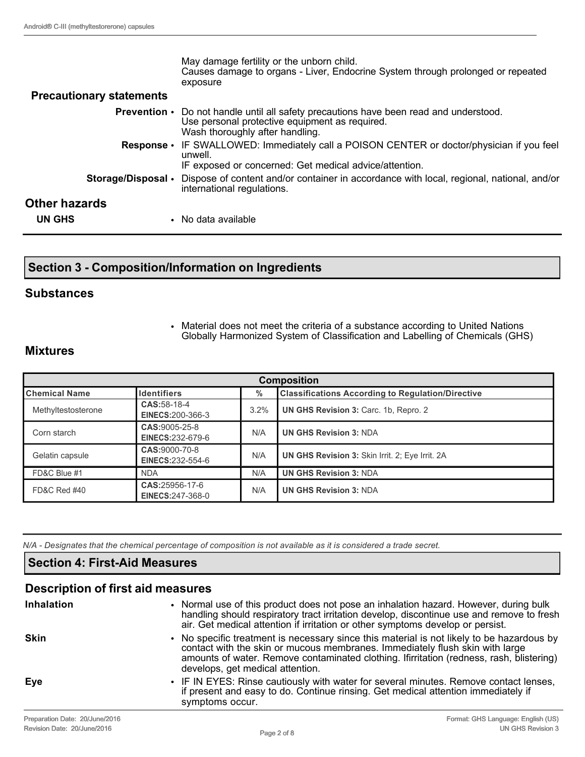May damage fertility or the unborn child.
Causes damage to organs - Liver, Endocrine System through prolonged or repeated exposure

### Precautionary statements

**Prevention** • Do not handle until all safety precautions have been read and understood.
Use personal protective equipment as required.
Wash thoroughly after handling.

**Response** • IF SWALLOWED: Immediately call a POISON CENTER or doctor/physician if you feel unwell.
IF exposed or concerned: Get medical advice/attention.

**Storage/Disposal** • Dispose of content and/or container in accordance with local, regional, national, and/or international regulations.

## Other hazards

**UN GHS** • No data available

## Section 3 - Composition/Information on Ingredients

## Substances

- Material does not meet the criteria of a substance according to United Nations Globally Harmonized System of Classification and Labelling of Chemicals (GHS)

## Mixtures

| Composition | | | |
|---|---|---|---|
| **Chemical Name** | **Identifiers** | **%** | **Classifications According to Regulation/Directive** |
| Methyltestosterone | **CAS:**58-18-4<br>**EINECS:**200-366-3 | 3.2% | **UN GHS Revision 3:** Carc. 1b, Repro. 2 |
| Corn starch | **CAS:**9005-25-8<br>**EINECS:**232-679-6 | N/A | **UN GHS Revision 3:** NDA |
| Gelatin capsule | **CAS:**9000-70-8<br>**EINECS:**232-554-6 | N/A | **UN GHS Revision 3:** Skin Irrit. 2; Eye Irrit. 2A |
| FD&C Blue #1 | NDA | N/A | **UN GHS Revision 3:** NDA |
| FD&C Red #40 | **CAS:**25956-17-6<br>**EINECS:**247-368-0 | N/A | **UN GHS Revision 3:** NDA |

*N/A - Designates that the chemical percentage of composition is not available as it is considered a trade secret.*

## Section 4: First-Aid Measures

## Description of first aid measures

**Inhalation** • Normal use of this product does not pose an inhalation hazard. However, during bulk handling should respiratory tract irritation develop, discontinue use and remove to fresh air. Get medical attention if irritation or other symptoms develop or persist.

**Skin** • No specific treatment is necessary since this material is not likely to be hazardous by contact with the skin or mucous membranes. Immediately flush skin with large amounts of water. Remove contaminated clothing. Ifirritation (redness, rash, blistering) develops, get medical attention.

**Eye** • IF IN EYES: Rinse cautiously with water for several minutes. Remove contact lenses, if present and easy to do. Continue rinsing. Get medical attention immediately if symptoms occur.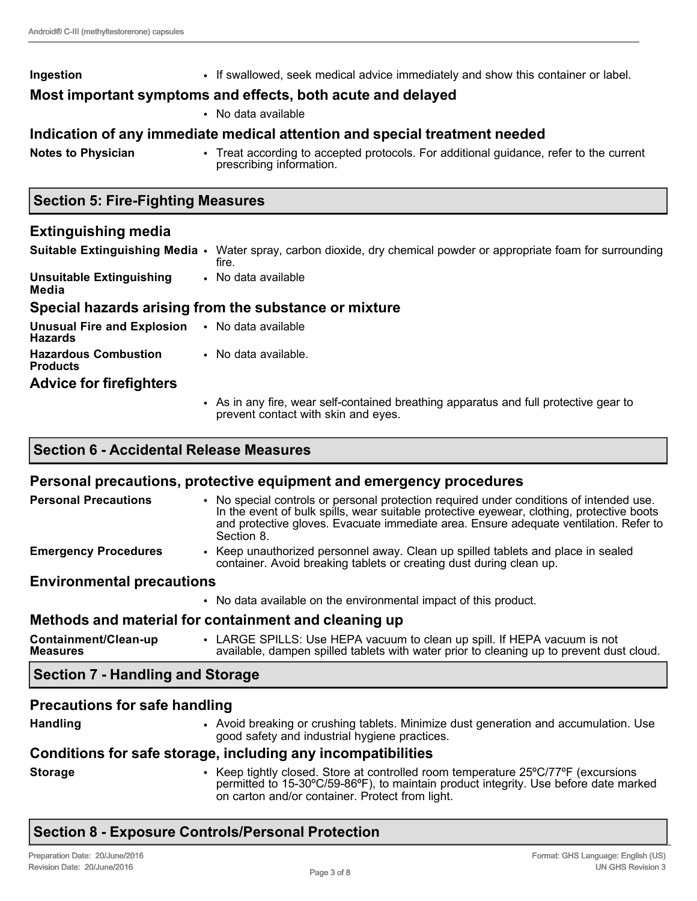**Ingestion**
- If swallowed, seek medical advice immediately and show this container or label.

### Most important symptoms and effects, both acute and delayed

- No data available

### Indication of any immediate medical attention and special treatment needed

**Notes to Physician**
- Treat according to accepted protocols. For additional guidance, refer to the current prescribing information.

## Section 5: Fire-Fighting Measures

### Extinguishing media

**Suitable Extinguishing Media**
- Water spray, carbon dioxide, dry chemical powder or appropriate foam for surrounding fire.

**Unsuitable Extinguishing Media**
- No data available

### Special hazards arising from the substance or mixture

**Unusual Fire and Explosion Hazards**
- No data available

**Hazardous Combustion Products**
- No data available.

### Advice for firefighters

- As in any fire, wear self-contained breathing apparatus and full protective gear to prevent contact with skin and eyes.

## Section 6 - Accidental Release Measures

### Personal precautions, protective equipment and emergency procedures

**Personal Precautions**
- No special controls or personal protection required under conditions of intended use. In the event of bulk spills, wear suitable protective eyewear, clothing, protective boots and protective gloves. Evacuate immediate area. Ensure adequate ventilation. Refer to Section 8.

**Emergency Procedures**
- Keep unauthorized personnel away. Clean up spilled tablets and place in sealed container. Avoid breaking tablets or creating dust during clean up.

### Environmental precautions

- No data available on the environmental impact of this product.

### Methods and material for containment and cleaning up

**Containment/Clean-up Measures**
- LARGE SPILLS: Use HEPA vacuum to clean up spill. If HEPA vacuum is not available, dampen spilled tablets with water prior to cleaning up to prevent dust cloud.

## Section 7 - Handling and Storage

### Precautions for safe handling

**Handling**
- Avoid breaking or crushing tablets. Minimize dust generation and accumulation. Use good safety and industrial hygiene practices.

### Conditions for safe storage, including any incompatibilities

**Storage**
- Keep tightly closed. Store at controlled room temperature 25ºC/77ºF (excursions permitted to 15-30ºC/59-86ºF), to maintain product integrity. Use before date marked on carton and/or container. Protect from light.

## Section 8 - Exposure Controls/Personal Protection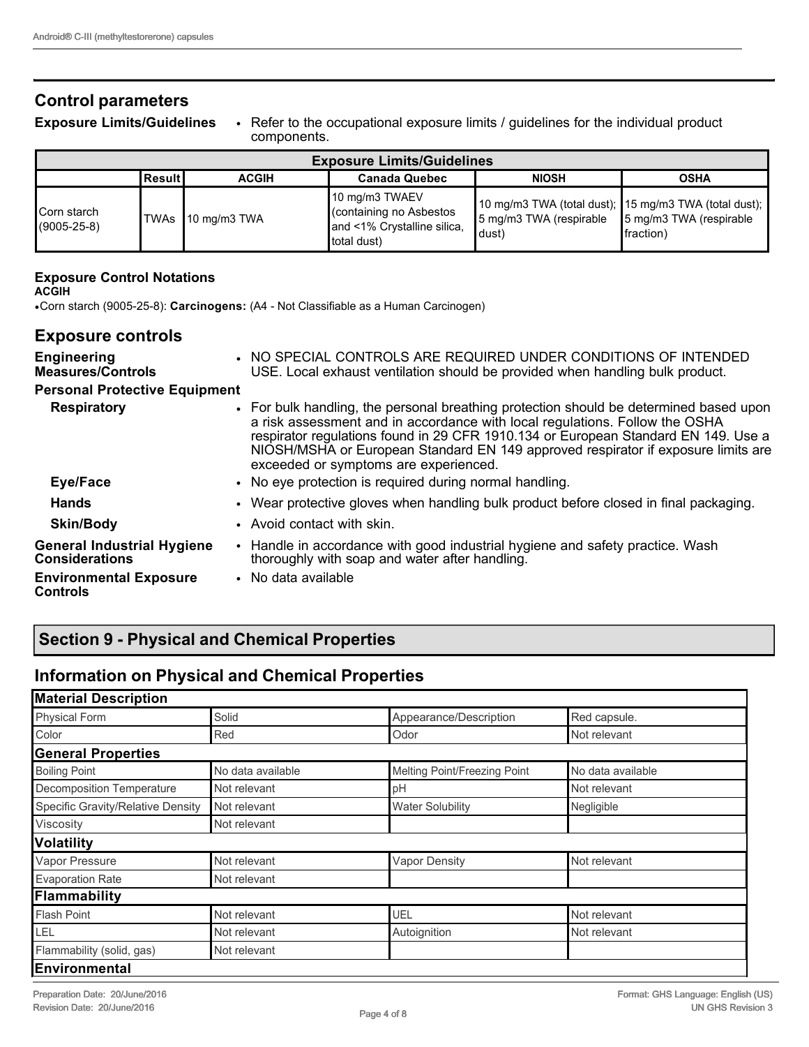## Control parameters

**Exposure Limits/Guidelines**

- Refer to the occupational exposure limits / guidelines for the individual product components.

| Exposure Limits/Guidelines | | | | | |
|---|---|---|---|---|---|
| | Result | ACGIH | Canada Quebec | NIOSH | OSHA |
| Corn starch (9005-25-8) | TWAs | 10 mg/m3 TWA | 10 mg/m3 TWAEV (containing no Asbestos and <1% Crystalline silica, total dust) | 10 mg/m3 TWA (total dust); 5 mg/m3 TWA (respirable dust) | 15 mg/m3 TWA (total dust); 5 mg/m3 TWA (respirable fraction) |

### Exposure Control Notations

**ACGIH**

- Corn starch (9005-25-8): **Carcinogens:** (A4 - Not Classifiable as a Human Carcinogen)

## Exposure controls

**Engineering Measures/Controls**

- NO SPECIAL CONTROLS ARE REQUIRED UNDER CONDITIONS OF INTENDED USE. Local exhaust ventilation should be provided when handling bulk product.

**Personal Protective Equipment**

**Respiratory**

- For bulk handling, the personal breathing protection should be determined based upon a risk assessment and in accordance with local regulations. Follow the OSHA respirator regulations found in 29 CFR 1910.134 or European Standard EN 149. Use a NIOSH/MSHA or European Standard EN 149 approved respirator if exposure limits are exceeded or symptoms are experienced.

**Eye/Face**

- No eye protection is required during normal handling.

**Hands**

- Wear protective gloves when handling bulk product before closed in final packaging.

**Skin/Body**

- Avoid contact with skin.

**General Industrial Hygiene Considerations**

- Handle in accordance with good industrial hygiene and safety practice. Wash thoroughly with soap and water after handling.

**Environmental Exposure Controls**

- No data available

# Section 9 - Physical and Chemical Properties

## Information on Physical and Chemical Properties

| Material Description | | | |
|---|---|---|---|
| Physical Form | Solid | Appearance/Description | Red capsule. |
| Color | Red | Odor | Not relevant |
| **General Properties** | | | |
| Boiling Point | No data available | Melting Point/Freezing Point | No data available |
| Decomposition Temperature | Not relevant | pH | Not relevant |
| Specific Gravity/Relative Density | Not relevant | Water Solubility | Negligible |
| Viscosity | Not relevant | | |
| **Volatility** | | | |
| Vapor Pressure | Not relevant | Vapor Density | Not relevant |
| Evaporation Rate | Not relevant | | |
| **Flammability** | | | |
| Flash Point | Not relevant | UEL | Not relevant |
| LEL | Not relevant | Autoignition | Not relevant |
| Flammability (solid, gas) | Not relevant | | |
| **Environmental** | | | |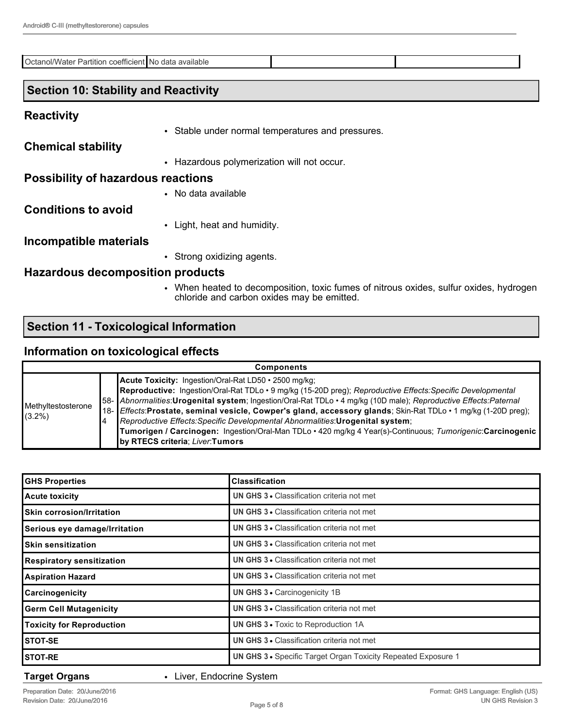| Octanol/Water Partition coefficient | No data available | | |
|---|---|---|---|

## Section 10: Stability and Reactivity

### Reactivity

- Stable under normal temperatures and pressures.

### Chemical stability

- Hazardous polymerization will not occur.

### Possibility of hazardous reactions

- No data available

### Conditions to avoid

- Light, heat and humidity.

### Incompatible materials

- Strong oxidizing agents.

### Hazardous decomposition products

- When heated to decomposition, toxic fumes of nitrous oxides, sulfur oxides, hydrogen chloride and carbon oxides may be emitted.

## Section 11 - Toxicological Information

### Information on toxicological effects

| Components | | |
|---|---|---|
| Methyltestosterone (3.2%) | 58-18-4 | **Acute Toxicity:** Ingestion/Oral-Rat LD50 • 2500 mg/kg; **Reproductive:** Ingestion/Oral-Rat TDLo • 9 mg/kg (15-20D preg); *Reproductive Effects:Specific Developmental Abnormalities*:**Urogenital system**; Ingestion/Oral-Rat TDLo • 4 mg/kg (10D male); *Reproductive Effects:Paternal Effects*:**Prostate, seminal vesicle, Cowper's gland, accessory glands**; Skin-Rat TDLo • 1 mg/kg (1-20D preg); *Reproductive Effects:Specific Developmental Abnormalities*:**Urogenital system**; **Tumorigen / Carcinogen:** Ingestion/Oral-Man TDLo • 420 mg/kg 4 Year(s)-Continuous; *Tumorigenic*:**Carcinogenic by RTECS criteria**; *Liver*:**Tumors** |

| GHS Properties | Classification |
|---|---|
| **Acute toxicity** | **UN GHS 3** • Classification criteria not met |
| **Skin corrosion/Irritation** | **UN GHS 3** • Classification criteria not met |
| **Serious eye damage/Irritation** | **UN GHS 3** • Classification criteria not met |
| **Skin sensitization** | **UN GHS 3** • Classification criteria not met |
| **Respiratory sensitization** | **UN GHS 3** • Classification criteria not met |
| **Aspiration Hazard** | **UN GHS 3** • Classification criteria not met |
| **Carcinogenicity** | **UN GHS 3** • Carcinogenicity 1B |
| **Germ Cell Mutagenicity** | **UN GHS 3** • Classification criteria not met |
| **Toxicity for Reproduction** | **UN GHS 3** • Toxic to Reproduction 1A |
| **STOT-SE** | **UN GHS 3** • Classification criteria not met |
| **STOT-RE** | **UN GHS 3** • Specific Target Organ Toxicity Repeated Exposure 1 |

**Target Organs**

- Liver, Endocrine System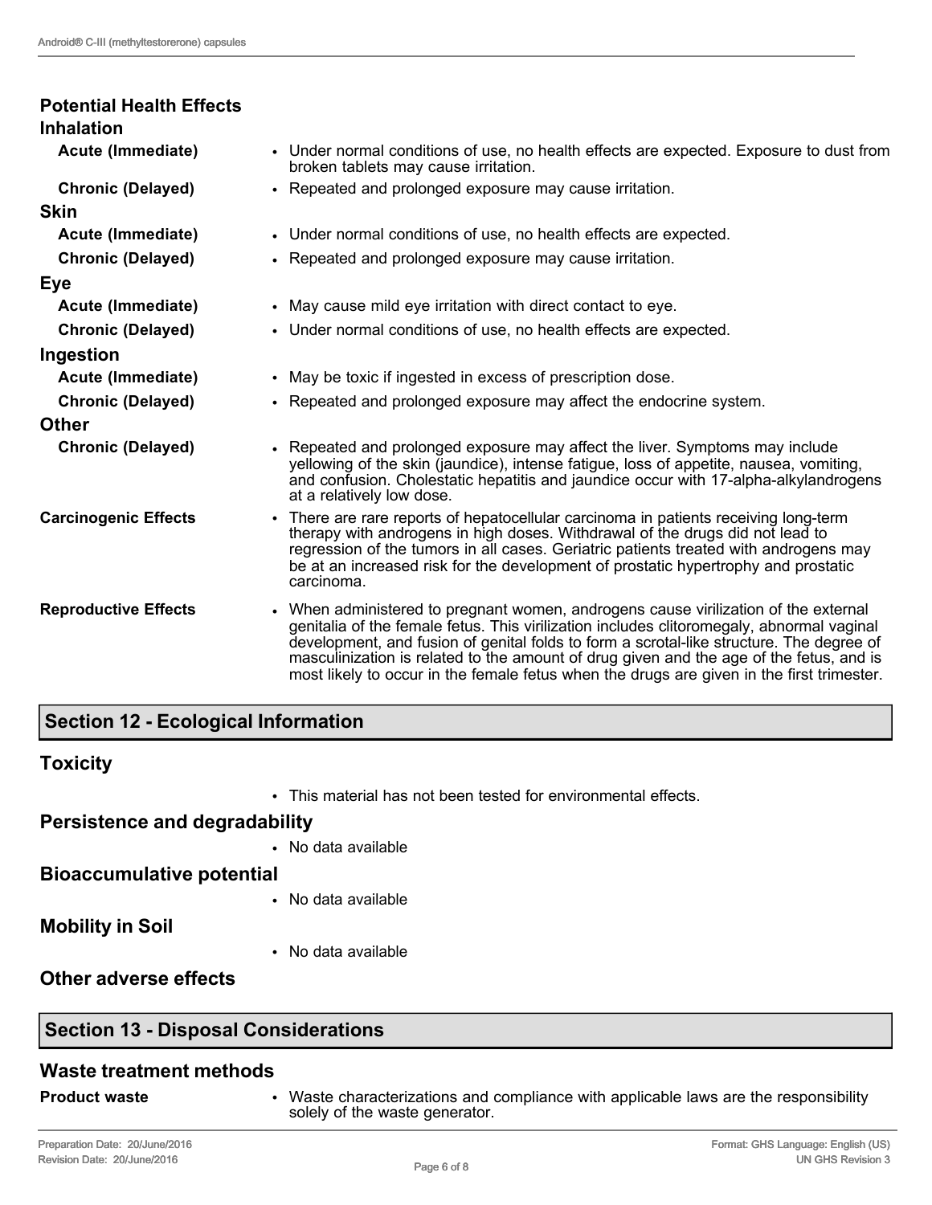### Potential Health Effects

#### Inhalation

**Acute (Immediate)**
- Under normal conditions of use, no health effects are expected. Exposure to dust from broken tablets may cause irritation.

**Chronic (Delayed)**
- Repeated and prolonged exposure may cause irritation.

#### Skin

**Acute (Immediate)**
- Under normal conditions of use, no health effects are expected.

**Chronic (Delayed)**
- Repeated and prolonged exposure may cause irritation.

#### Eye

**Acute (Immediate)**
- May cause mild eye irritation with direct contact to eye.

**Chronic (Delayed)**
- Under normal conditions of use, no health effects are expected.

#### Ingestion

**Acute (Immediate)**
- May be toxic if ingested in excess of prescription dose.

**Chronic (Delayed)**
- Repeated and prolonged exposure may affect the endocrine system.

#### Other

**Chronic (Delayed)**
- Repeated and prolonged exposure may affect the liver. Symptoms may include yellowing of the skin (jaundice), intense fatigue, loss of appetite, nausea, vomiting, and confusion. Cholestatic hepatitis and jaundice occur with 17-alpha-alkylandrogens at a relatively low dose.

**Carcinogenic Effects**
- There are rare reports of hepatocellular carcinoma in patients receiving long-term therapy with androgens in high doses. Withdrawal of the drugs did not lead to regression of the tumors in all cases. Geriatric patients treated with androgens may be at an increased risk for the development of prostatic hypertrophy and prostatic carcinoma.

**Reproductive Effects**
- When administered to pregnant women, androgens cause virilization of the external genitalia of the female fetus. This virilization includes clitoromegaly, abnormal vaginal development, and fusion of genital folds to form a scrotal-like structure. The degree of masculinization is related to the amount of drug given and the age of the fetus, and is most likely to occur in the female fetus when the drugs are given in the first trimester.

## Section 12 - Ecological Information

### Toxicity

- This material has not been tested for environmental effects.

### Persistence and degradability

- No data available

### Bioaccumulative potential

- No data available

### Mobility in Soil

- No data available

### Other adverse effects

## Section 13 - Disposal Considerations

### Waste treatment methods

**Product waste**
- Waste characterizations and compliance with applicable laws are the responsibility solely of the waste generator.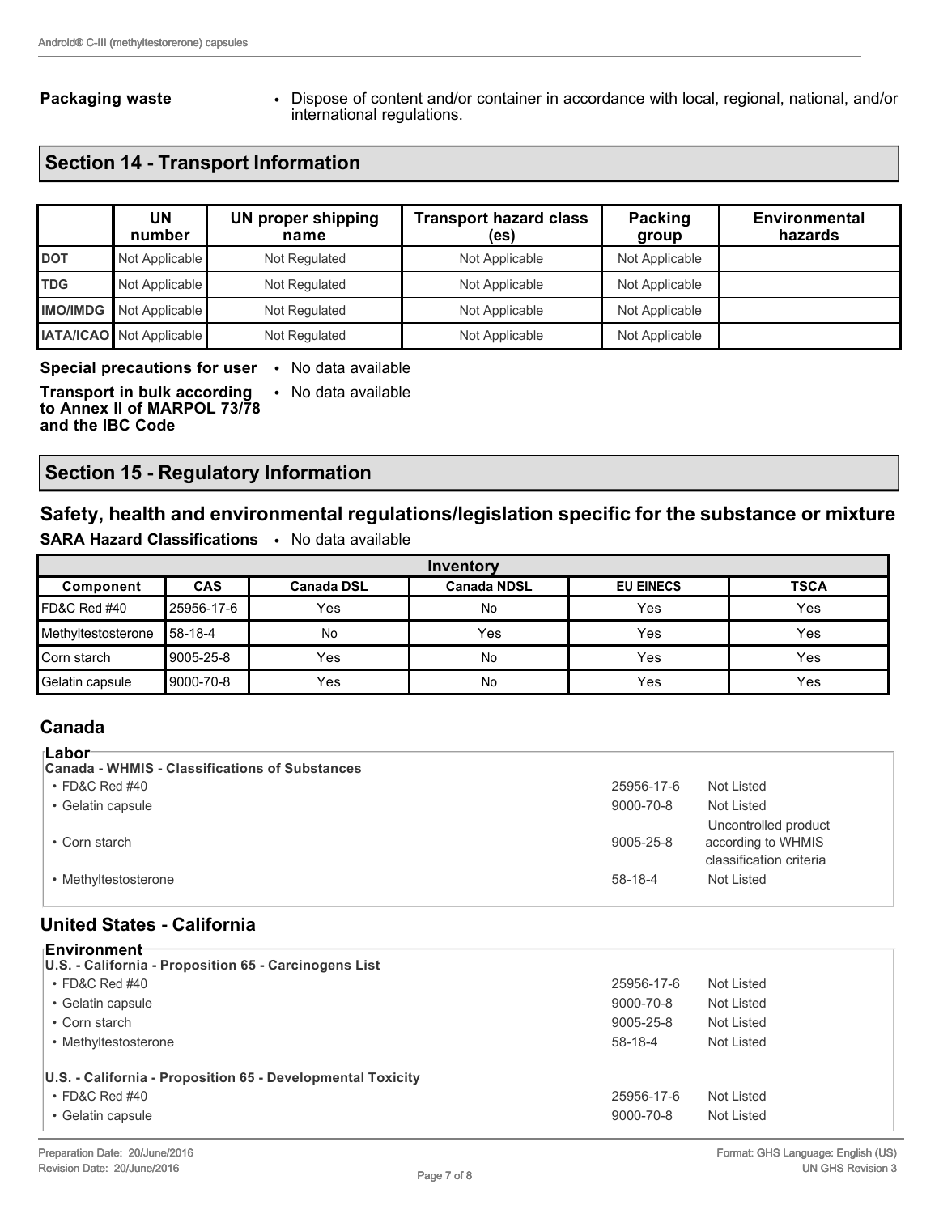**Packaging waste**

- Dispose of content and/or container in accordance with local, regional, national, and/or international regulations.

## Section 14 - Transport Information

| | UN number | UN proper shipping name | Transport hazard class (es) | Packing group | Environmental hazards |
|---|---|---|---|---|---|
| **DOT** | Not Applicable | Not Regulated | Not Applicable | Not Applicable | |
| **TDG** | Not Applicable | Not Regulated | Not Applicable | Not Applicable | |
| **IMO/IMDG** | Not Applicable | Not Regulated | Not Applicable | Not Applicable | |
| **IATA/ICAO** | Not Applicable | Not Regulated | Not Applicable | Not Applicable | |

**Special precautions for user**

- No data available

**Transport in bulk according to Annex II of MARPOL 73/78 and the IBC Code**

- No data available

## Section 15 - Regulatory Information

### Safety, health and environmental regulations/legislation specific for the substance or mixture

**SARA Hazard Classifications**

- No data available

| Inventory | | | | | |
|---|---|---|---|---|---|
| **Component** | **CAS** | **Canada DSL** | **Canada NDSL** | **EU EINECS** | **TSCA** |
| FD&C Red #40 | 25956-17-6 | Yes | No | Yes | Yes |
| Methyltestosterone | 58-18-4 | No | Yes | Yes | Yes |
| Corn starch | 9005-25-8 | Yes | No | Yes | Yes |
| Gelatin capsule | 9000-70-8 | Yes | No | Yes | Yes |

### Canada

**Labor**

**Canada - WHMIS - Classifications of Substances**

| Component | CAS | Status |
|---|---|---|
| FD&C Red #40 | 25956-17-6 | Not Listed |
| Gelatin capsule | 9000-70-8 | Not Listed |
| Corn starch | 9005-25-8 | Uncontrolled product according to WHMIS classification criteria |
| Methyltestosterone | 58-18-4 | Not Listed |

### United States - California

**Environment**

**U.S. - California - Proposition 65 - Carcinogens List**

| Component | CAS | Status |
|---|---|---|
| FD&C Red #40 | 25956-17-6 | Not Listed |
| Gelatin capsule | 9000-70-8 | Not Listed |
| Corn starch | 9005-25-8 | Not Listed |
| Methyltestosterone | 58-18-4 | Not Listed |

**U.S. - California - Proposition 65 - Developmental Toxicity**

| Component | CAS | Status |
|---|---|---|
| FD&C Red #40 | 25956-17-6 | Not Listed |
| Gelatin capsule | 9000-70-8 | Not Listed |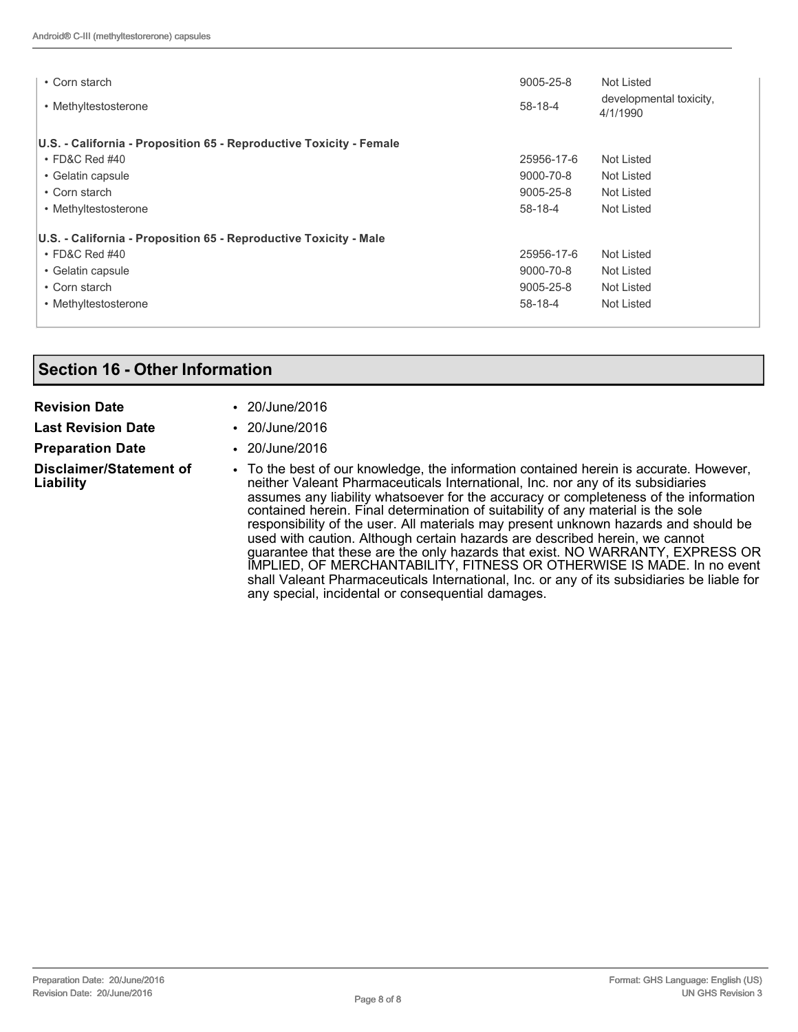| | | |
|---|---|---|
| • Corn starch | 9005-25-8 | Not Listed |
| • Methyltestosterone | 58-18-4 | developmental toxicity, 4/1/1990 |
| **U.S. - California - Proposition 65 - Reproductive Toxicity - Female** | | |
| • FD&C Red #40 | 25956-17-6 | Not Listed |
| • Gelatin capsule | 9000-70-8 | Not Listed |
| • Corn starch | 9005-25-8 | Not Listed |
| • Methyltestosterone | 58-18-4 | Not Listed |
| **U.S. - California - Proposition 65 - Reproductive Toxicity - Male** | | |
| • FD&C Red #40 | 25956-17-6 | Not Listed |
| • Gelatin capsule | 9000-70-8 | Not Listed |
| • Corn starch | 9005-25-8 | Not Listed |
| • Methyltestosterone | 58-18-4 | Not Listed |

## Section 16 - Other Information

**Revision Date**
- 20/June/2016

**Last Revision Date**
- 20/June/2016

**Preparation Date**
- 20/June/2016

**Disclaimer/Statement of Liability**
- To the best of our knowledge, the information contained herein is accurate. However, neither Valeant Pharmaceuticals International, Inc. nor any of its subsidiaries assumes any liability whatsoever for the accuracy or completeness of the information contained herein. Final determination of suitability of any material is the sole responsibility of the user. All materials may present unknown hazards and should be used with caution. Although certain hazards are described herein, we cannot guarantee that these are the only hazards that exist. NO WARRANTY, EXPRESS OR IMPLIED, OF MERCHANTABILITY, FITNESS OR OTHERWISE IS MADE. In no event shall Valeant Pharmaceuticals International, Inc. or any of its subsidiaries be liable for any special, incidental or consequential damages.